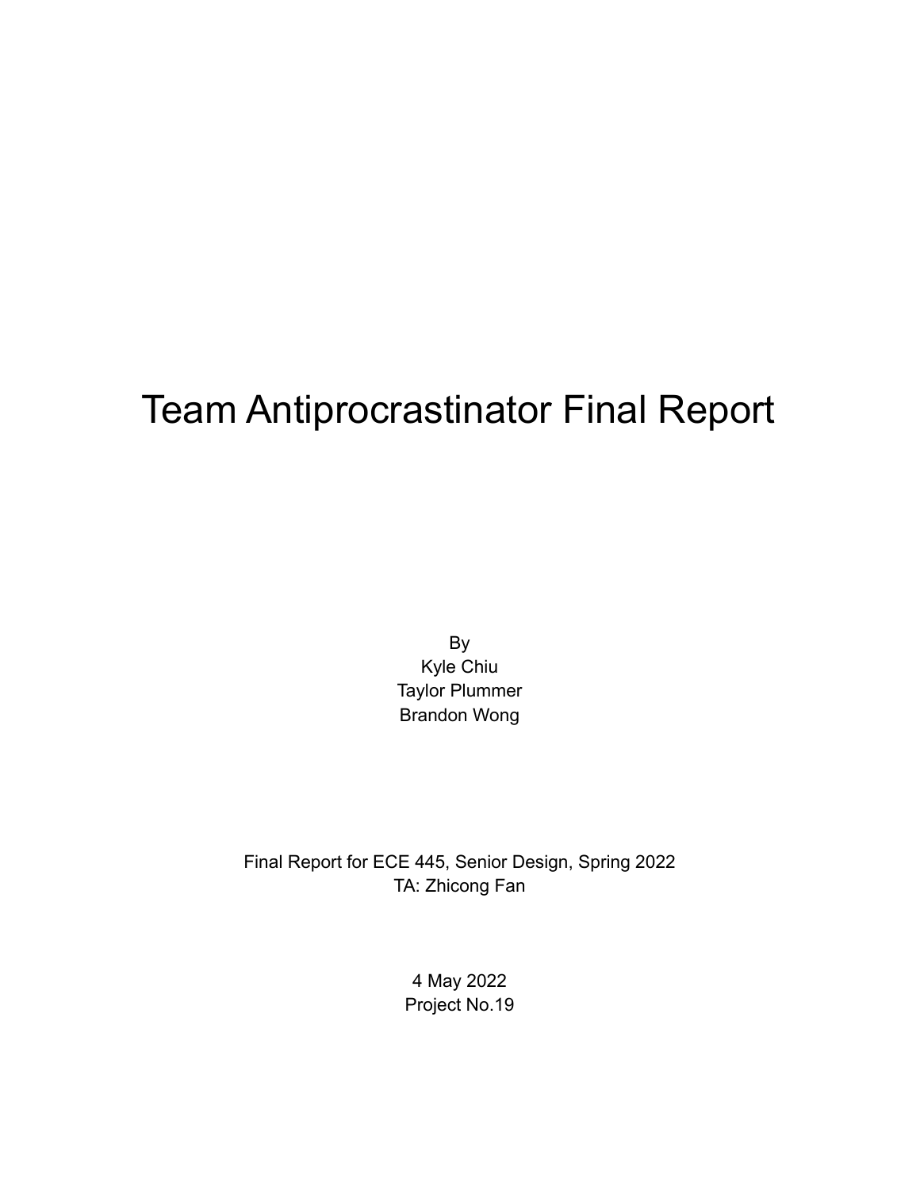# Team Antiprocrastinator Final Report

By
Kyle Chiu
Taylor Plummer
Brandon Wong

Final Report for ECE 445, Senior Design, Spring 2022
TA: Zhicong Fan

4 May 2022
Project No.19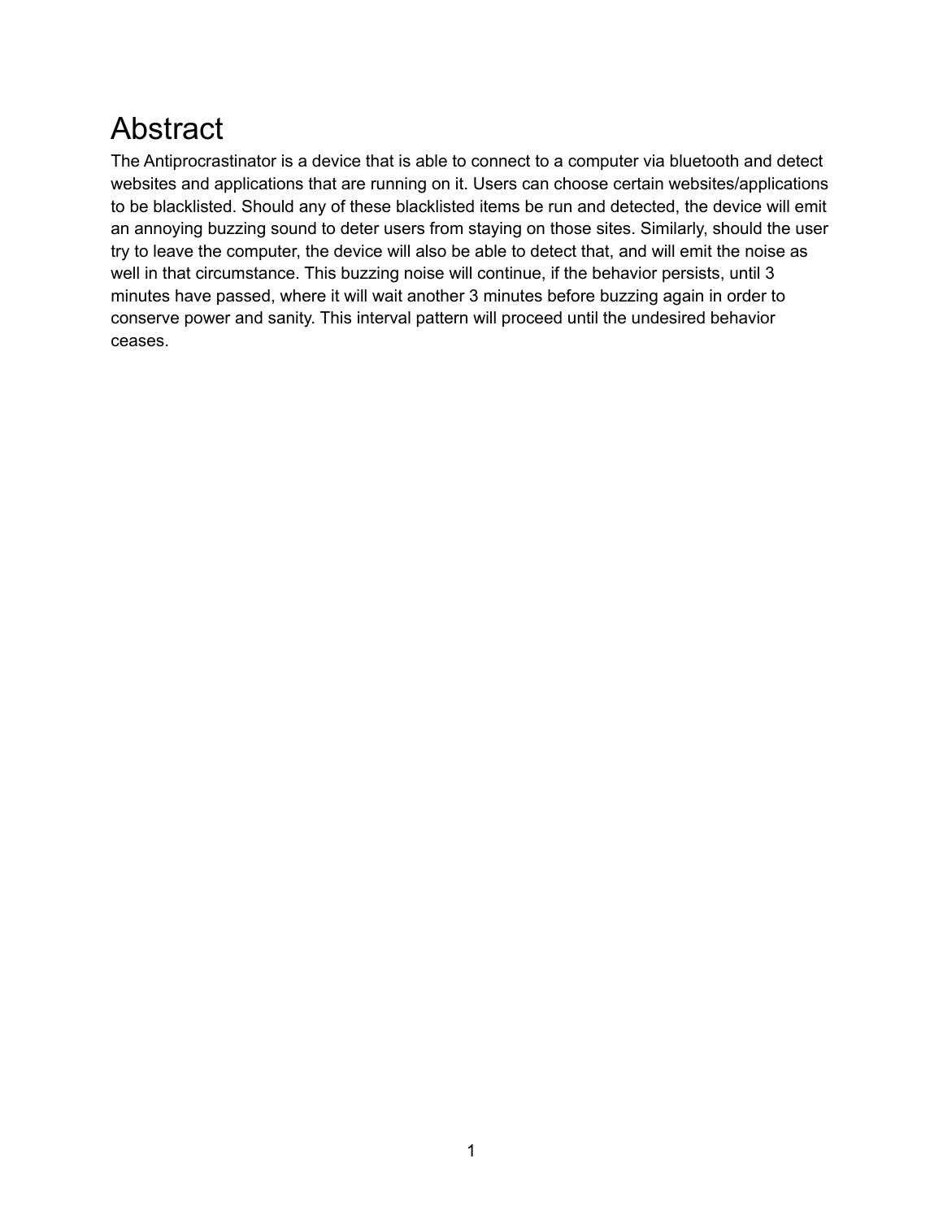# Abstract

The Antiprocrastinator is a device that is able to connect to a computer via bluetooth and detect websites and applications that are running on it. Users can choose certain websites/applications to be blacklisted. Should any of these blacklisted items be run and detected, the device will emit an annoying buzzing sound to deter users from staying on those sites. Similarly, should the user try to leave the computer, the device will also be able to detect that, and will emit the noise as well in that circumstance. This buzzing noise will continue, if the behavior persists, until 3 minutes have passed, where it will wait another 3 minutes before buzzing again in order to conserve power and sanity. This interval pattern will proceed until the undesired behavior ceases.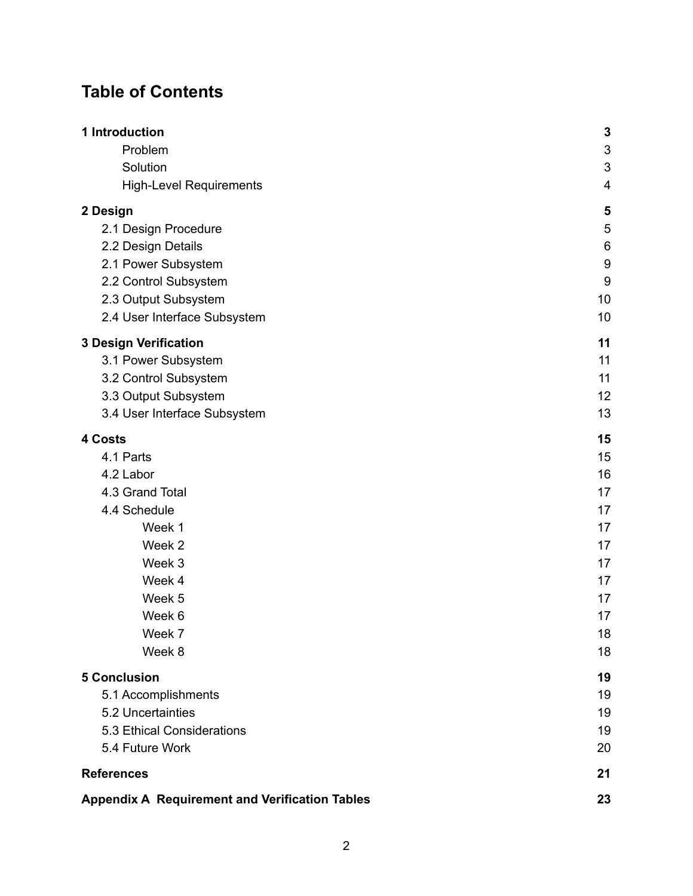# Table of Contents

| | |
|---|---|
| **1 Introduction** | **3** |
| Problem | 3 |
| Solution | 3 |
| High-Level Requirements | 4 |
| **2 Design** | **5** |
| 2.1 Design Procedure | 5 |
| 2.2 Design Details | 6 |
| 2.1 Power Subsystem | 9 |
| 2.2 Control Subsystem | 9 |
| 2.3 Output Subsystem | 10 |
| 2.4 User Interface Subsystem | 10 |
| **3 Design Verification** | **11** |
| 3.1 Power Subsystem | 11 |
| 3.2 Control Subsystem | 11 |
| 3.3 Output Subsystem | 12 |
| 3.4 User Interface Subsystem | 13 |
| **4 Costs** | **15** |
| 4.1 Parts | 15 |
| 4.2 Labor | 16 |
| 4.3 Grand Total | 17 |
| 4.4 Schedule | 17 |
| Week 1 | 17 |
| Week 2 | 17 |
| Week 3 | 17 |
| Week 4 | 17 |
| Week 5 | 17 |
| Week 6 | 17 |
| Week 7 | 18 |
| Week 8 | 18 |
| **5 Conclusion** | **19** |
| 5.1 Accomplishments | 19 |
| 5.2 Uncertainties | 19 |
| 5.3 Ethical Considerations | 19 |
| 5.4 Future Work | 20 |
| **References** | **21** |
| **Appendix A Requirement and Verification Tables** | **23** |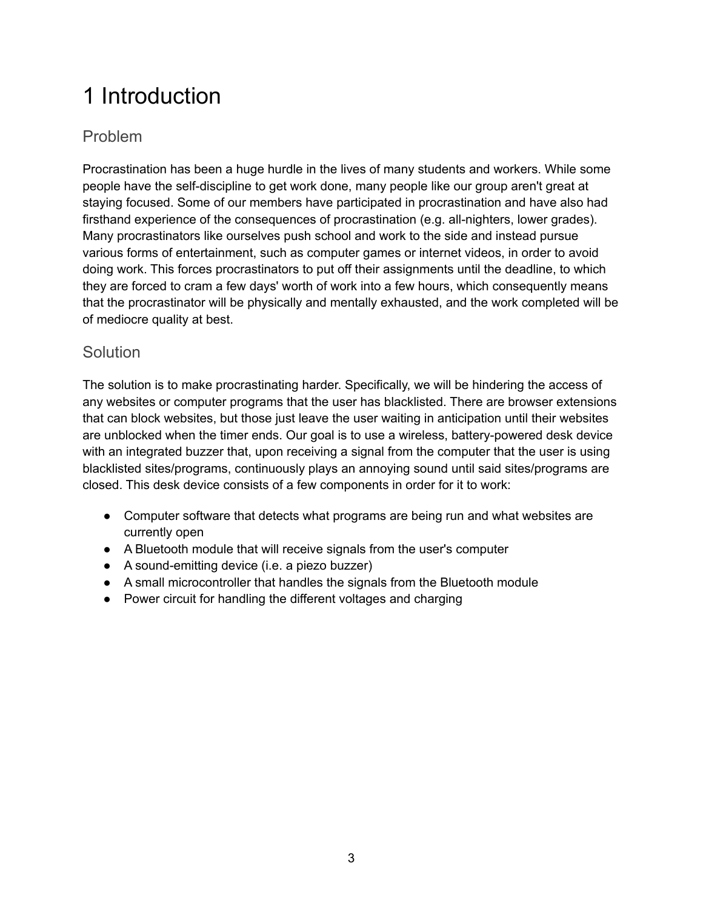# 1 Introduction

## Problem

Procrastination has been a huge hurdle in the lives of many students and workers. While some people have the self-discipline to get work done, many people like our group aren't great at staying focused. Some of our members have participated in procrastination and have also had firsthand experience of the consequences of procrastination (e.g. all-nighters, lower grades). Many procrastinators like ourselves push school and work to the side and instead pursue various forms of entertainment, such as computer games or internet videos, in order to avoid doing work. This forces procrastinators to put off their assignments until the deadline, to which they are forced to cram a few days' worth of work into a few hours, which consequently means that the procrastinator will be physically and mentally exhausted, and the work completed will be of mediocre quality at best.

## Solution

The solution is to make procrastinating harder. Specifically, we will be hindering the access of any websites or computer programs that the user has blacklisted. There are browser extensions that can block websites, but those just leave the user waiting in anticipation until their websites are unblocked when the timer ends. Our goal is to use a wireless, battery-powered desk device with an integrated buzzer that, upon receiving a signal from the computer that the user is using blacklisted sites/programs, continuously plays an annoying sound until said sites/programs are closed. This desk device consists of a few components in order for it to work:

- Computer software that detects what programs are being run and what websites are currently open
- A Bluetooth module that will receive signals from the user's computer
- A sound-emitting device (i.e. a piezo buzzer)
- A small microcontroller that handles the signals from the Bluetooth module
- Power circuit for handling the different voltages and charging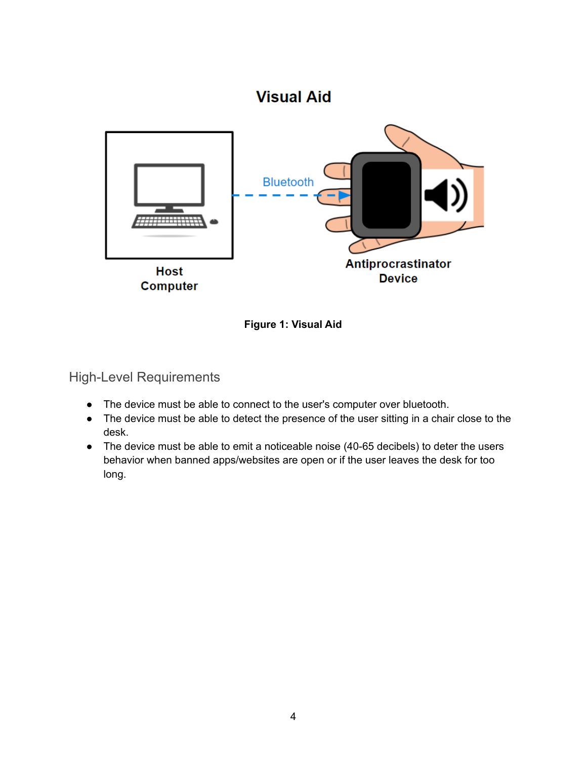## Visual Aid

**Figure 1: Visual Aid**

## High-Level Requirements

- The device must be able to connect to the user's computer over bluetooth.
- The device must be able to detect the presence of the user sitting in a chair close to the desk.
- The device must be able to emit a noticeable noise (40-65 decibels) to deter the users behavior when banned apps/websites are open or if the user leaves the desk for too long.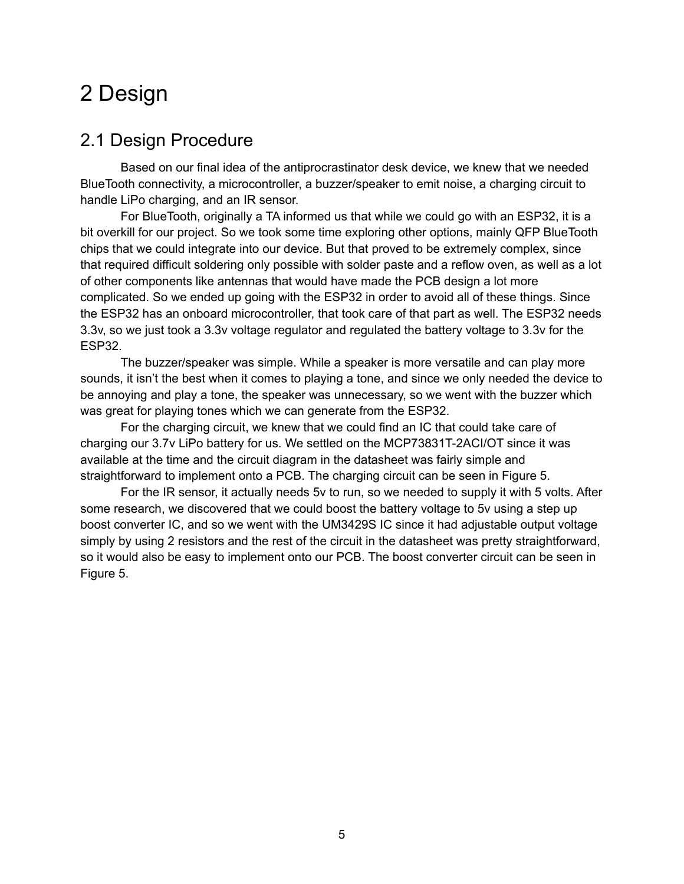# 2 Design

## 2.1 Design Procedure

Based on our final idea of the antiprocrastinator desk device, we knew that we needed BlueTooth connectivity, a microcontroller, a buzzer/speaker to emit noise, a charging circuit to handle LiPo charging, and an IR sensor.

For BlueTooth, originally a TA informed us that while we could go with an ESP32, it is a bit overkill for our project. So we took some time exploring other options, mainly QFP BlueTooth chips that we could integrate into our device. But that proved to be extremely complex, since that required difficult soldering only possible with solder paste and a reflow oven, as well as a lot of other components like antennas that would have made the PCB design a lot more complicated. So we ended up going with the ESP32 in order to avoid all of these things. Since the ESP32 has an onboard microcontroller, that took care of that part as well. The ESP32 needs 3.3v, so we just took a 3.3v voltage regulator and regulated the battery voltage to 3.3v for the ESP32.

The buzzer/speaker was simple. While a speaker is more versatile and can play more sounds, it isn't the best when it comes to playing a tone, and since we only needed the device to be annoying and play a tone, the speaker was unnecessary, so we went with the buzzer which was great for playing tones which we can generate from the ESP32.

For the charging circuit, we knew that we could find an IC that could take care of charging our 3.7v LiPo battery for us. We settled on the MCP73831T-2ACI/OT since it was available at the time and the circuit diagram in the datasheet was fairly simple and straightforward to implement onto a PCB. The charging circuit can be seen in Figure 5.

For the IR sensor, it actually needs 5v to run, so we needed to supply it with 5 volts. After some research, we discovered that we could boost the battery voltage to 5v using a step up boost converter IC, and so we went with the UM3429S IC since it had adjustable output voltage simply by using 2 resistors and the rest of the circuit in the datasheet was pretty straightforward, so it would also be easy to implement onto our PCB. The boost converter circuit can be seen in Figure 5.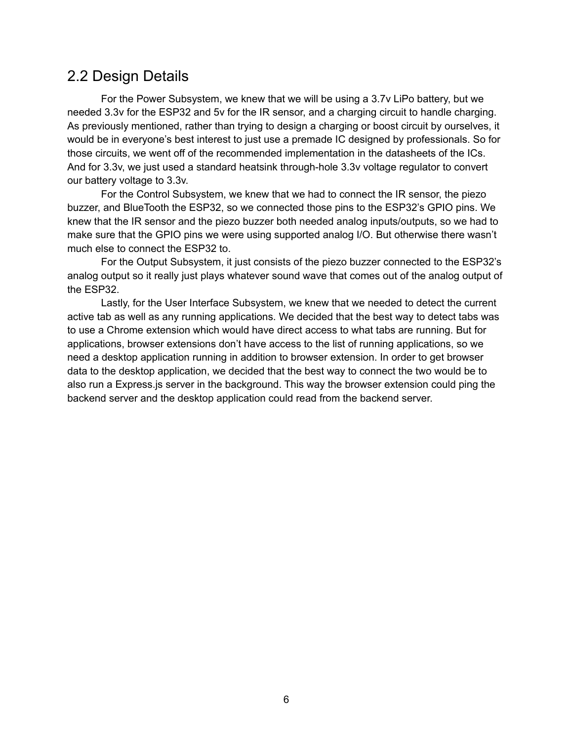## 2.2 Design Details

For the Power Subsystem, we knew that we will be using a 3.7v LiPo battery, but we needed 3.3v for the ESP32 and 5v for the IR sensor, and a charging circuit to handle charging. As previously mentioned, rather than trying to design a charging or boost circuit by ourselves, it would be in everyone's best interest to just use a premade IC designed by professionals. So for those circuits, we went off of the recommended implementation in the datasheets of the ICs. And for 3.3v, we just used a standard heatsink through-hole 3.3v voltage regulator to convert our battery voltage to 3.3v.

For the Control Subsystem, we knew that we had to connect the IR sensor, the piezo buzzer, and BlueTooth the ESP32, so we connected those pins to the ESP32's GPIO pins. We knew that the IR sensor and the piezo buzzer both needed analog inputs/outputs, so we had to make sure that the GPIO pins we were using supported analog I/O. But otherwise there wasn't much else to connect the ESP32 to.

For the Output Subsystem, it just consists of the piezo buzzer connected to the ESP32's analog output so it really just plays whatever sound wave that comes out of the analog output of the ESP32.

Lastly, for the User Interface Subsystem, we knew that we needed to detect the current active tab as well as any running applications. We decided that the best way to detect tabs was to use a Chrome extension which would have direct access to what tabs are running. But for applications, browser extensions don't have access to the list of running applications, so we need a desktop application running in addition to browser extension. In order to get browser data to the desktop application, we decided that the best way to connect the two would be to also run a Express.js server in the background. This way the browser extension could ping the backend server and the desktop application could read from the backend server.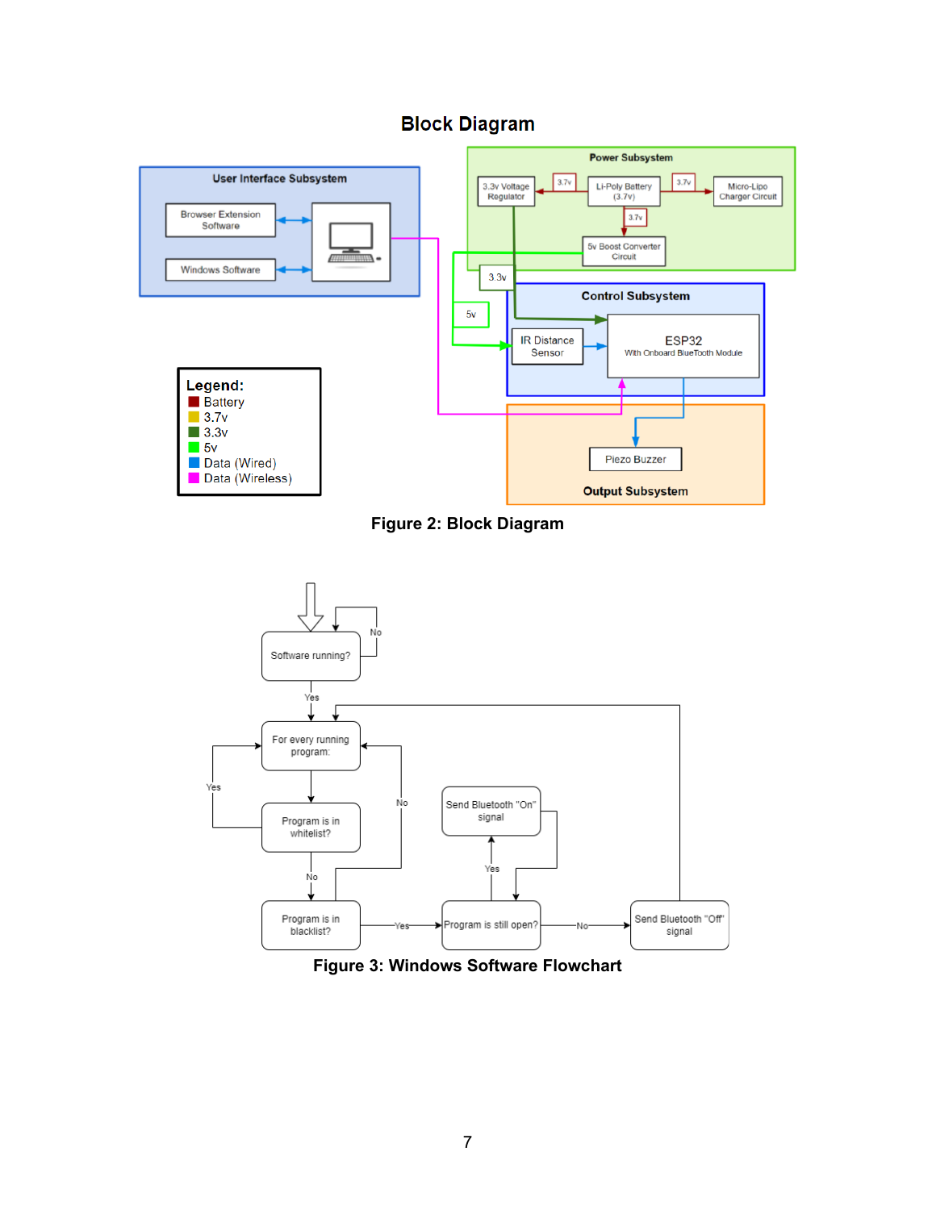## Block Diagram

Figure 2: Block Diagram

Figure 3: Windows Software Flowchart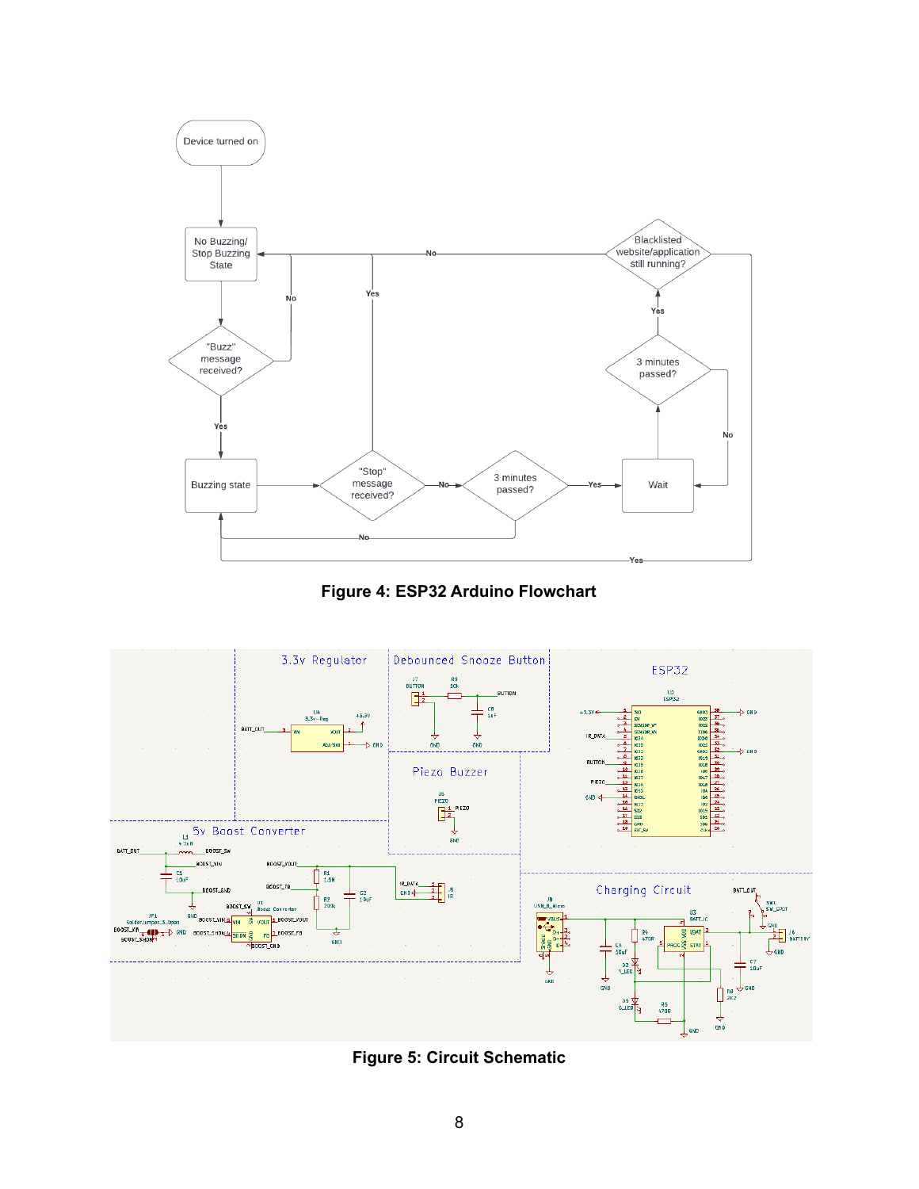**Figure 4: ESP32 Arduino Flowchart**

**Figure 5: Circuit Schematic**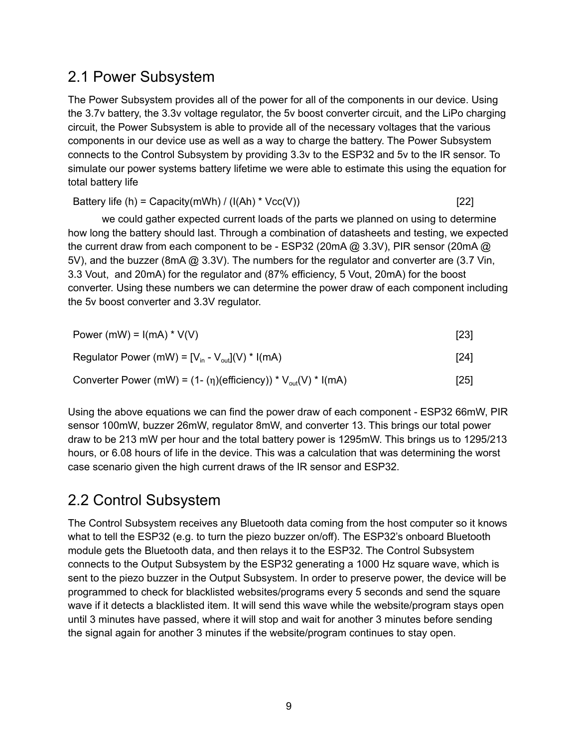## 2.1 Power Subsystem

The Power Subsystem provides all of the power for all of the components in our device. Using the 3.7v battery, the 3.3v voltage regulator, the 5v boost converter circuit, and the LiPo charging circuit, the Power Subsystem is able to provide all of the necessary voltages that the various components in our device use as well as a way to charge the battery. The Power Subsystem connects to the Control Subsystem by providing 3.3v to the ESP32 and 5v to the IR sensor. To simulate our power systems battery lifetime we were able to estimate this using the equation for total battery life

$$\text{Battery life (h)} = \text{Capacity(mWh)} / (\text{I(Ah)} * \text{Vcc(V)}) \quad [22]$$

we could gather expected current loads of the parts we planned on using to determine how long the battery should last. Through a combination of datasheets and testing, we expected the current draw from each component to be - ESP32 (20mA @ 3.3V), PIR sensor (20mA @ 5V), and the buzzer (8mA @ 3.3V). The numbers for the regulator and converter are (3.7 Vin, 3.3 Vout, and 20mA) for the regulator and (87% efficiency, 5 Vout, 20mA) for the boost converter. Using these numbers we can determine the power draw of each component including the 5v boost converter and 3.3V regulator.

$$\text{Power (mW)} = \text{I(mA)} * \text{V(V)} \quad [23]$$

$$\text{Regulator Power (mW)} = [V_{in} - V_{out}]\text{(V)} * \text{I(mA)} \quad [24]$$

$$\text{Converter Power (mW)} = (1 - (\eta)(\text{efficiency})) * V_{out}\text{(V)} * \text{I(mA)} \quad [25]$$

Using the above equations we can find the power draw of each component - ESP32 66mW, PIR sensor 100mW, buzzer 26mW, regulator 8mW, and converter 13. This brings our total power draw to be 213 mW per hour and the total battery power is 1295mW. This brings us to 1295/213 hours, or 6.08 hours of life in the device. This was a calculation that was determining the worst case scenario given the high current draws of the IR sensor and ESP32.

## 2.2 Control Subsystem

The Control Subsystem receives any Bluetooth data coming from the host computer so it knows what to tell the ESP32 (e.g. to turn the piezo buzzer on/off). The ESP32's onboard Bluetooth module gets the Bluetooth data, and then relays it to the ESP32. The Control Subsystem connects to the Output Subsystem by the ESP32 generating a 1000 Hz square wave, which is sent to the piezo buzzer in the Output Subsystem. In order to preserve power, the device will be programmed to check for blacklisted websites/programs every 5 seconds and send the square wave if it detects a blacklisted item. It will send this wave while the website/program stays open until 3 minutes have passed, where it will stop and wait for another 3 minutes before sending the signal again for another 3 minutes if the website/program continues to stay open.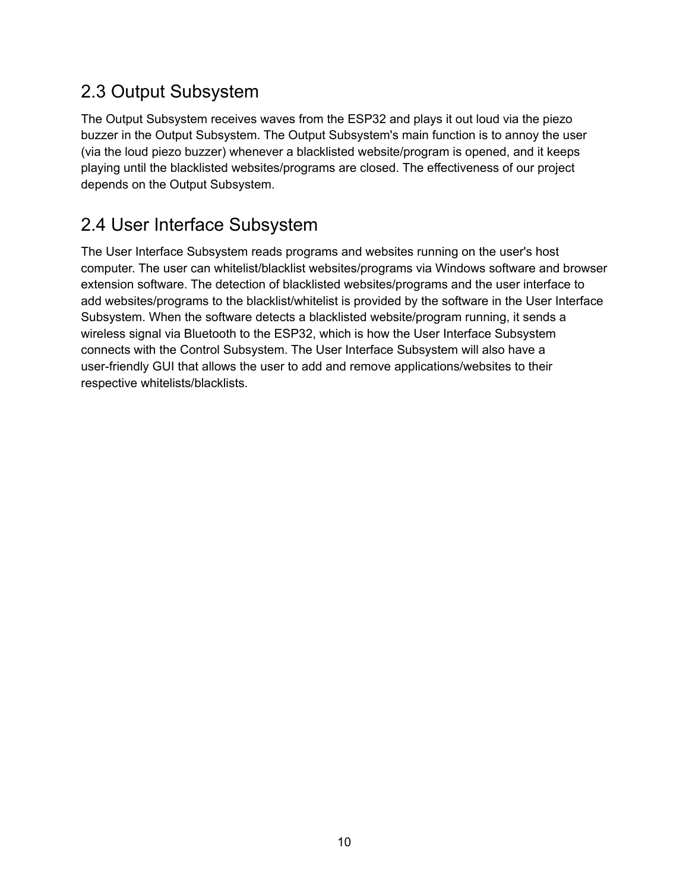## 2.3 Output Subsystem

The Output Subsystem receives waves from the ESP32 and plays it out loud via the piezo buzzer in the Output Subsystem. The Output Subsystem's main function is to annoy the user (via the loud piezo buzzer) whenever a blacklisted website/program is opened, and it keeps playing until the blacklisted websites/programs are closed. The effectiveness of our project depends on the Output Subsystem.

## 2.4 User Interface Subsystem

The User Interface Subsystem reads programs and websites running on the user's host computer. The user can whitelist/blacklist websites/programs via Windows software and browser extension software. The detection of blacklisted websites/programs and the user interface to add websites/programs to the blacklist/whitelist is provided by the software in the User Interface Subsystem. When the software detects a blacklisted website/program running, it sends a wireless signal via Bluetooth to the ESP32, which is how the User Interface Subsystem connects with the Control Subsystem. The User Interface Subsystem will also have a user-friendly GUI that allows the user to add and remove applications/websites to their respective whitelists/blacklists.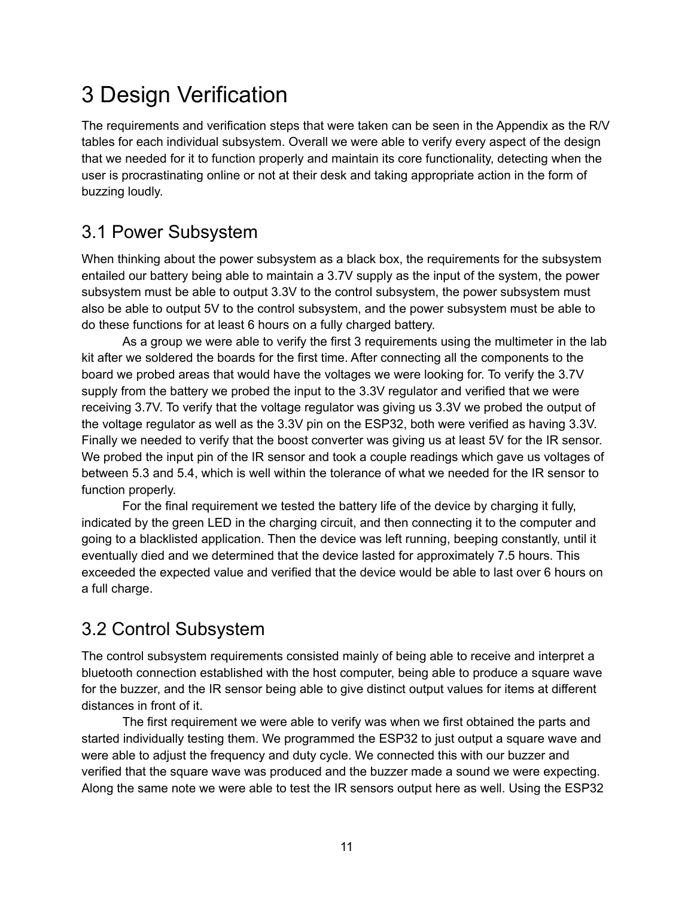# 3 Design Verification

The requirements and verification steps that were taken can be seen in the Appendix as the R/V tables for each individual subsystem. Overall we were able to verify every aspect of the design that we needed for it to function properly and maintain its core functionality, detecting when the user is procrastinating online or not at their desk and taking appropriate action in the form of buzzing loudly.

## 3.1 Power Subsystem

When thinking about the power subsystem as a black box, the requirements for the subsystem entailed our battery being able to maintain a 3.7V supply as the input of the system, the power subsystem must be able to output 3.3V to the control subsystem, the power subsystem must also be able to output 5V to the control subsystem, and the power subsystem must be able to do these functions for at least 6 hours on a fully charged battery.

As a group we were able to verify the first 3 requirements using the multimeter in the lab kit after we soldered the boards for the first time. After connecting all the components to the board we probed areas that would have the voltages we were looking for. To verify the 3.7V supply from the battery we probed the input to the 3.3V regulator and verified that we were receiving 3.7V. To verify that the voltage regulator was giving us 3.3V we probed the output of the voltage regulator as well as the 3.3V pin on the ESP32, both were verified as having 3.3V. Finally we needed to verify that the boost converter was giving us at least 5V for the IR sensor. We probed the input pin of the IR sensor and took a couple readings which gave us voltages of between 5.3 and 5.4, which is well within the tolerance of what we needed for the IR sensor to function properly.

For the final requirement we tested the battery life of the device by charging it fully, indicated by the green LED in the charging circuit, and then connecting it to the computer and going to a blacklisted application. Then the device was left running, beeping constantly, until it eventually died and we determined that the device lasted for approximately 7.5 hours. This exceeded the expected value and verified that the device would be able to last over 6 hours on a full charge.

## 3.2 Control Subsystem

The control subsystem requirements consisted mainly of being able to receive and interpret a bluetooth connection established with the host computer, being able to produce a square wave for the buzzer, and the IR sensor being able to give distinct output values for items at different distances in front of it.

The first requirement we were able to verify was when we first obtained the parts and started individually testing them. We programmed the ESP32 to just output a square wave and were able to adjust the frequency and duty cycle. We connected this with our buzzer and verified that the square wave was produced and the buzzer made a sound we were expecting. Along the same note we were able to test the IR sensors output here as well. Using the ESP32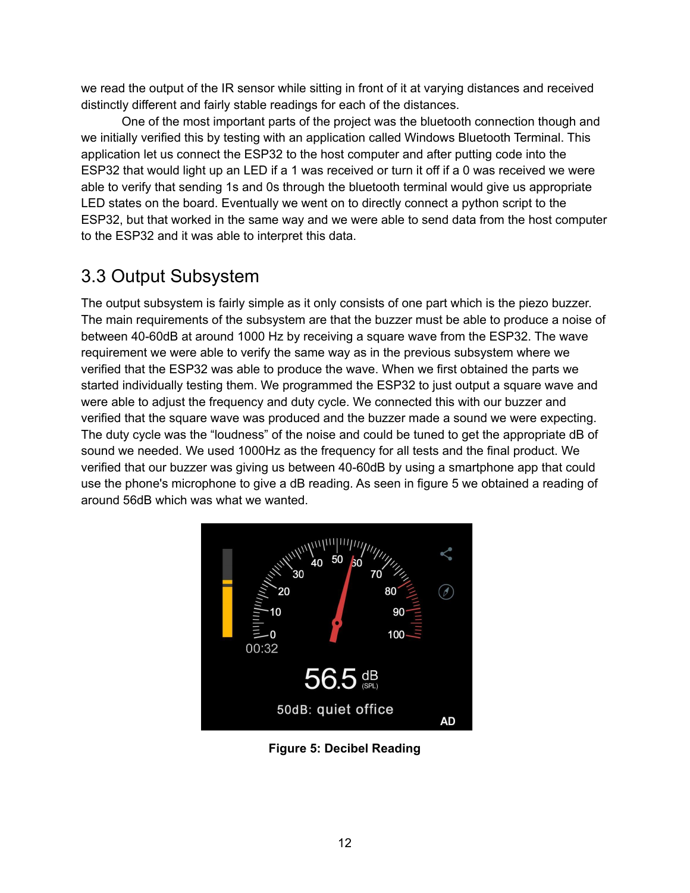we read the output of the IR sensor while sitting in front of it at varying distances and received distinctly different and fairly stable readings for each of the distances.

One of the most important parts of the project was the bluetooth connection though and we initially verified this by testing with an application called Windows Bluetooth Terminal. This application let us connect the ESP32 to the host computer and after putting code into the ESP32 that would light up an LED if a 1 was received or turn it off if a 0 was received we were able to verify that sending 1s and 0s through the bluetooth terminal would give us appropriate LED states on the board. Eventually we went on to directly connect a python script to the ESP32, but that worked in the same way and we were able to send data from the host computer to the ESP32 and it was able to interpret this data.

## 3.3 Output Subsystem

The output subsystem is fairly simple as it only consists of one part which is the piezo buzzer. The main requirements of the subsystem are that the buzzer must be able to produce a noise of between 40-60dB at around 1000 Hz by receiving a square wave from the ESP32. The wave requirement we were able to verify the same way as in the previous subsystem where we verified that the ESP32 was able to produce the wave. When we first obtained the parts we started individually testing them. We programmed the ESP32 to just output a square wave and were able to adjust the frequency and duty cycle. We connected this with our buzzer and verified that the square wave was produced and the buzzer made a sound we were expecting. The duty cycle was the "loudness" of the noise and could be tuned to get the appropriate dB of sound we needed. We used 1000Hz as the frequency for all tests and the final product. We verified that our buzzer was giving us between 40-60dB by using a smartphone app that could use the phone's microphone to give a dB reading. As seen in figure 5 we obtained a reading of around 56dB which was what we wanted.

**Figure 5: Decibel Reading**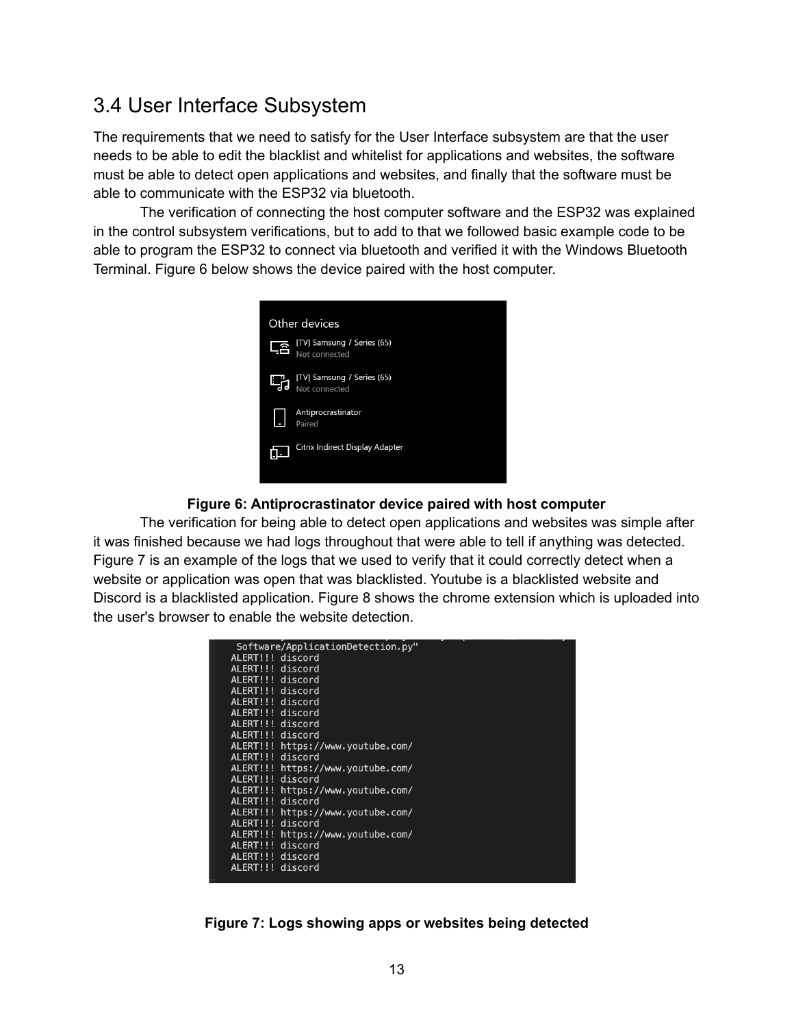## 3.4 User Interface Subsystem

The requirements that we need to satisfy for the User Interface subsystem are that the user needs to be able to edit the blacklist and whitelist for applications and websites, the software must be able to detect open applications and websites, and finally that the software must be able to communicate with the ESP32 via bluetooth.

The verification of connecting the host computer software and the ESP32 was explained in the control subsystem verifications, but to add to that we followed basic example code to be able to program the ESP32 to connect via bluetooth and verified it with the Windows Bluetooth Terminal. Figure 6 below shows the device paired with the host computer.

**Figure 6: Antiprocrastinator device paired with host computer**

The verification for being able to detect open applications and websites was simple after it was finished because we had logs throughout that were able to tell if anything was detected. Figure 7 is an example of the logs that we used to verify that it could correctly detect when a website or application was open that was blacklisted. Youtube is a blacklisted website and Discord is a blacklisted application. Figure 8 shows the chrome extension which is uploaded into the user's browser to enable the website detection.

**Figure 7: Logs showing apps or websites being detected**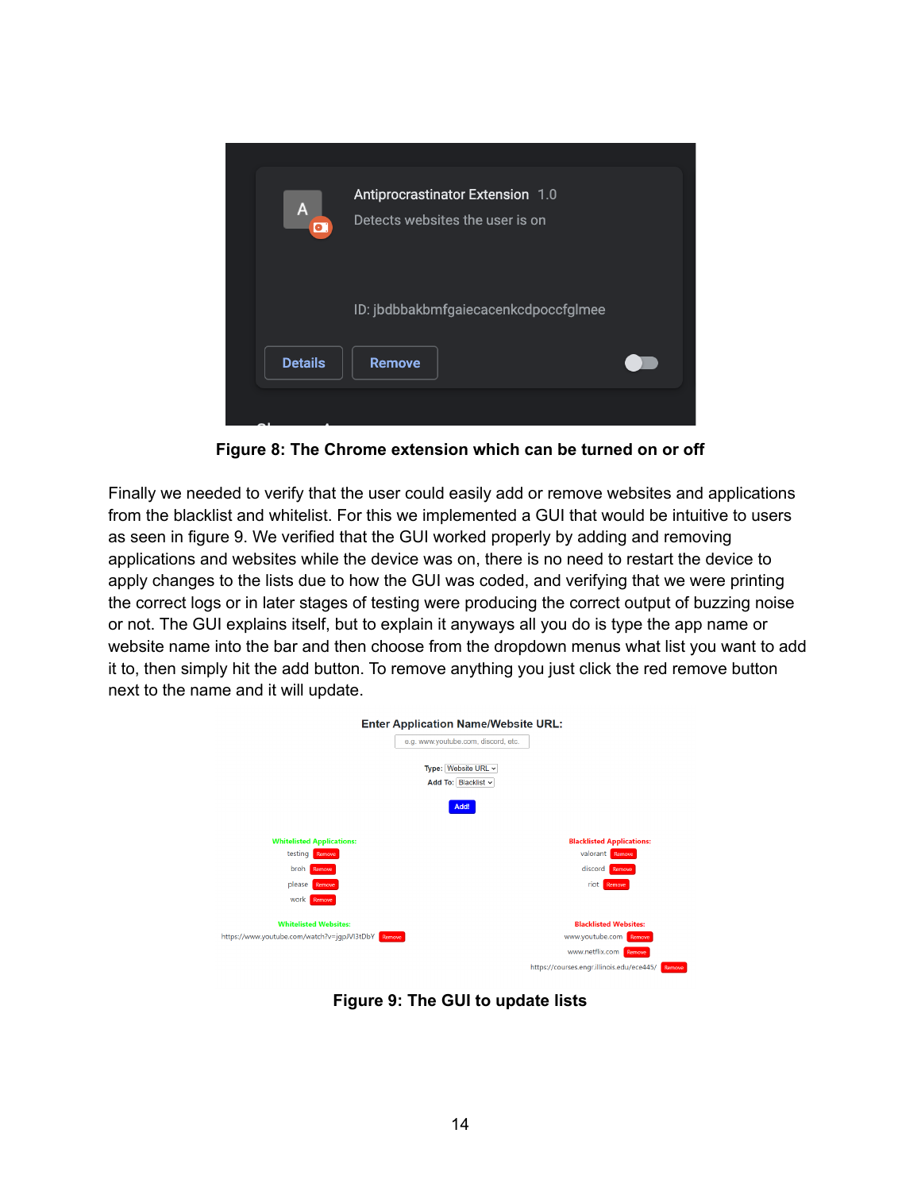Figure 8: The Chrome extension which can be turned on or off

Finally we needed to verify that the user could easily add or remove websites and applications from the blacklist and whitelist. For this we implemented a GUI that would be intuitive to users as seen in figure 9. We verified that the GUI worked properly by adding and removing applications and websites while the device was on, there is no need to restart the device to apply changes to the lists due to how the GUI was coded, and verifying that we were printing the correct logs or in later stages of testing were producing the correct output of buzzing noise or not. The GUI explains itself, but to explain it anyways all you do is type the app name or website name into the bar and then choose from the dropdown menus what list you want to add it to, then simply hit the add button. To remove anything you just click the red remove button next to the name and it will update.

Figure 9: The GUI to update lists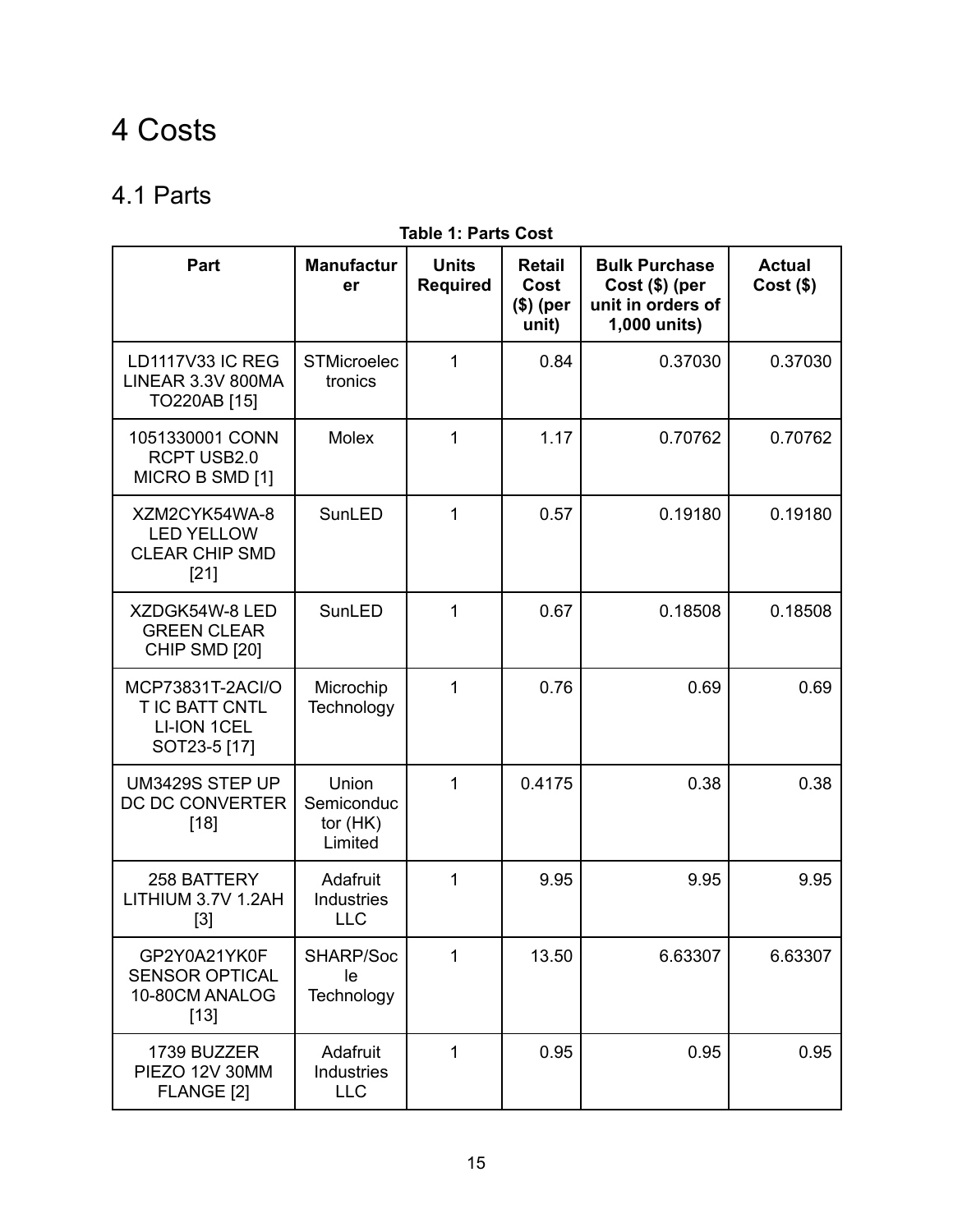# 4 Costs

## 4.1 Parts

**Table 1: Parts Cost**

| Part | Manufacturer | Units Required | Retail Cost ($) (per unit) | Bulk Purchase Cost ($) (per unit in orders of 1,000 units) | Actual Cost ($) |
|---|---|---|---|---|---|
| LD1117V33 IC REG LINEAR 3.3V 800MA TO220AB [15] | STMicroelectronics | 1 | 0.84 | 0.37030 | 0.37030 |
| 1051330001 CONN RCPT USB2.0 MICRO B SMD [1] | Molex | 1 | 1.17 | 0.70762 | 0.70762 |
| XZM2CYK54WA-8 LED YELLOW CLEAR CHIP SMD [21] | SunLED | 1 | 0.57 | 0.19180 | 0.19180 |
| XZDGK54W-8 LED GREEN CLEAR CHIP SMD [20] | SunLED | 1 | 0.67 | 0.18508 | 0.18508 |
| MCP73831T-2ACI/OT IC BATT CNTL LI-ION 1CEL SOT23-5 [17] | Microchip Technology | 1 | 0.76 | 0.69 | 0.69 |
| UM3429S STEP UP DC DC CONVERTER [18] | Union Semiconductor (HK) Limited | 1 | 0.4175 | 0.38 | 0.38 |
| 258 BATTERY LITHIUM 3.7V 1.2AH [3] | Adafruit Industries LLC | 1 | 9.95 | 9.95 | 9.95 |
| GP2Y0A21YK0F SENSOR OPTICAL 10-80CM ANALOG [13] | SHARP/Socle Technology | 1 | 13.50 | 6.63307 | 6.63307 |
| 1739 BUZZER PIEZO 12V 30MM FLANGE [2] | Adafruit Industries LLC | 1 | 0.95 | 0.95 | 0.95 |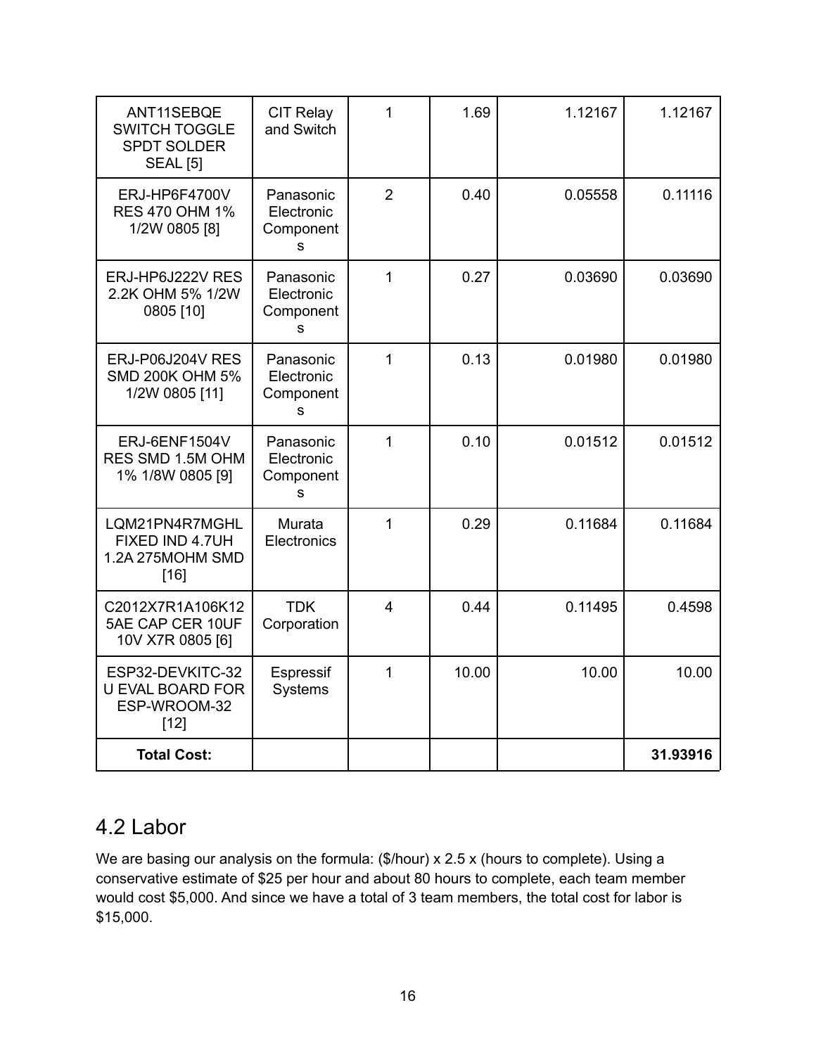| ANT11SEBQE SWITCH TOGGLE SPDT SOLDER SEAL [5] | CIT Relay and Switch | 1 | 1.69 | 1.12167 | 1.12167 |
| --- | --- | --- | --- | --- | --- |
| ERJ-HP6F4700V RES 470 OHM 1% 1/2W 0805 [8] | Panasonic Electronic Components | 2 | 0.40 | 0.05558 | 0.11116 |
| ERJ-HP6J222V RES 2.2K OHM 5% 1/2W 0805 [10] | Panasonic Electronic Components | 1 | 0.27 | 0.03690 | 0.03690 |
| ERJ-P06J204V RES SMD 200K OHM 5% 1/2W 0805 [11] | Panasonic Electronic Components | 1 | 0.13 | 0.01980 | 0.01980 |
| ERJ-6ENF1504V RES SMD 1.5M OHM 1% 1/8W 0805 [9] | Panasonic Electronic Components | 1 | 0.10 | 0.01512 | 0.01512 |
| LQM21PN4R7MGHL FIXED IND 4.7UH 1.2A 275MOHM SMD [16] | Murata Electronics | 1 | 0.29 | 0.11684 | 0.11684 |
| C2012X7R1A106K125AE CAP CER 10UF 10V X7R 0805 [6] | TDK Corporation | 4 | 0.44 | 0.11495 | 0.4598 |
| ESP32-DEVKITC-32U EVAL BOARD FOR ESP-WROOM-32 [12] | Espressif Systems | 1 | 10.00 | 10.00 | 10.00 |
| **Total Cost:** | | | | | **31.93916** |

## 4.2 Labor

We are basing our analysis on the formula: ($/hour) x 2.5 x (hours to complete). Using a conservative estimate of $25 per hour and about 80 hours to complete, each team member would cost $5,000. And since we have a total of 3 team members, the total cost for labor is $15,000.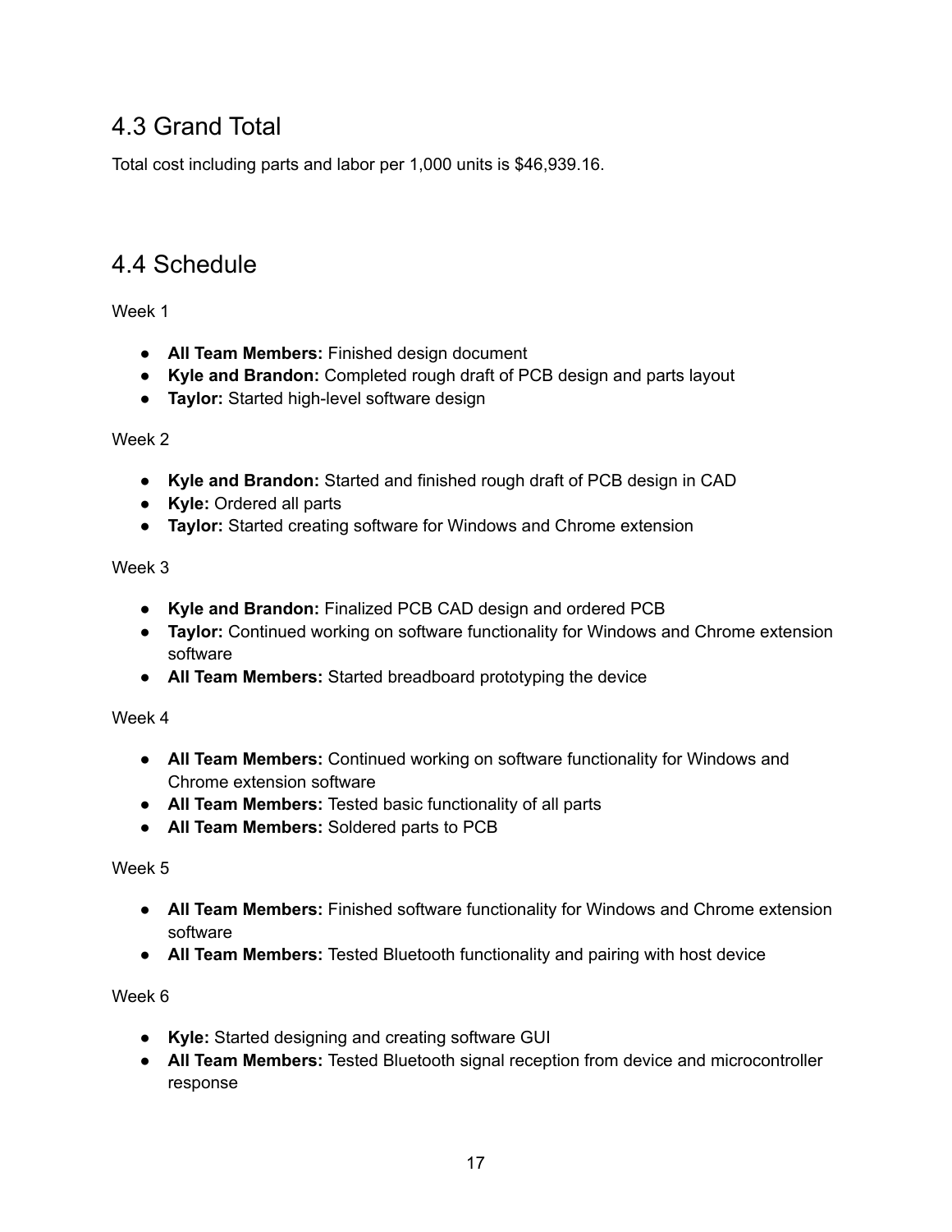## 4.3 Grand Total

Total cost including parts and labor per 1,000 units is $46,939.16.

## 4.4 Schedule

Week 1

- **All Team Members:** Finished design document
- **Kyle and Brandon:** Completed rough draft of PCB design and parts layout
- **Taylor:** Started high-level software design

Week 2

- **Kyle and Brandon:** Started and finished rough draft of PCB design in CAD
- **Kyle:** Ordered all parts
- **Taylor:** Started creating software for Windows and Chrome extension

Week 3

- **Kyle and Brandon:** Finalized PCB CAD design and ordered PCB
- **Taylor:** Continued working on software functionality for Windows and Chrome extension software
- **All Team Members:** Started breadboard prototyping the device

Week 4

- **All Team Members:** Continued working on software functionality for Windows and Chrome extension software
- **All Team Members:** Tested basic functionality of all parts
- **All Team Members:** Soldered parts to PCB

Week 5

- **All Team Members:** Finished software functionality for Windows and Chrome extension software
- **All Team Members:** Tested Bluetooth functionality and pairing with host device

Week 6

- **Kyle:** Started designing and creating software GUI
- **All Team Members:** Tested Bluetooth signal reception from device and microcontroller response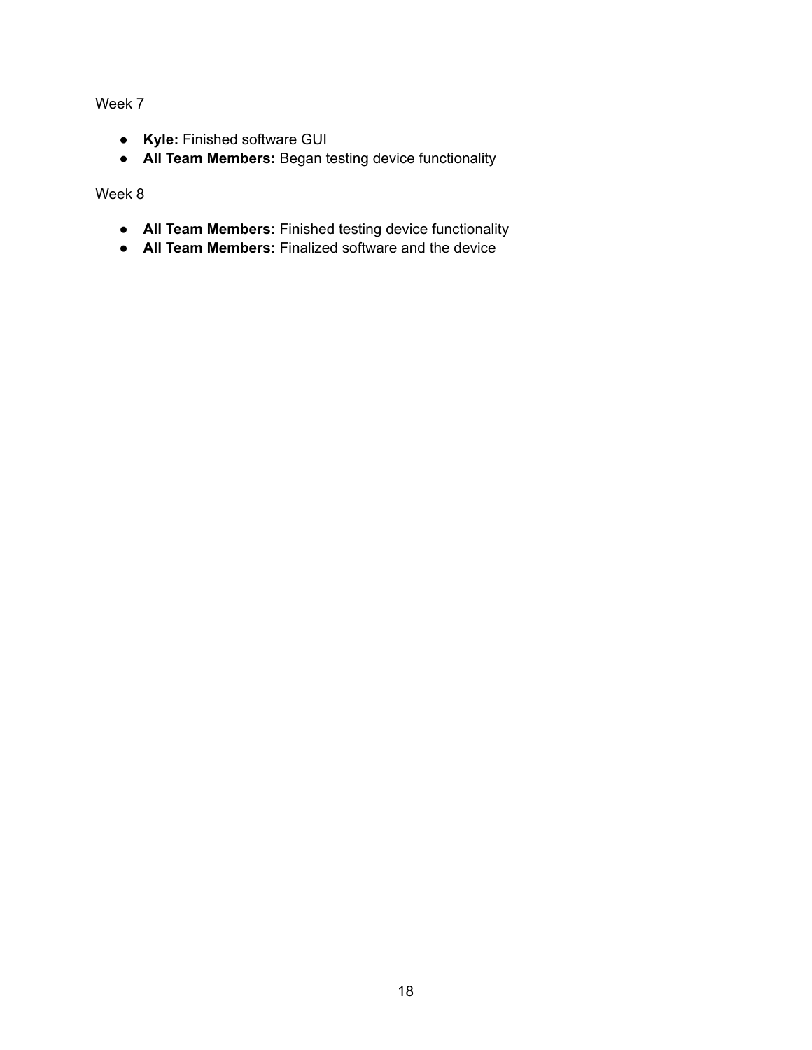Week 7

- **Kyle:** Finished software GUI
- **All Team Members:** Began testing device functionality

Week 8

- **All Team Members:** Finished testing device functionality
- **All Team Members:** Finalized software and the device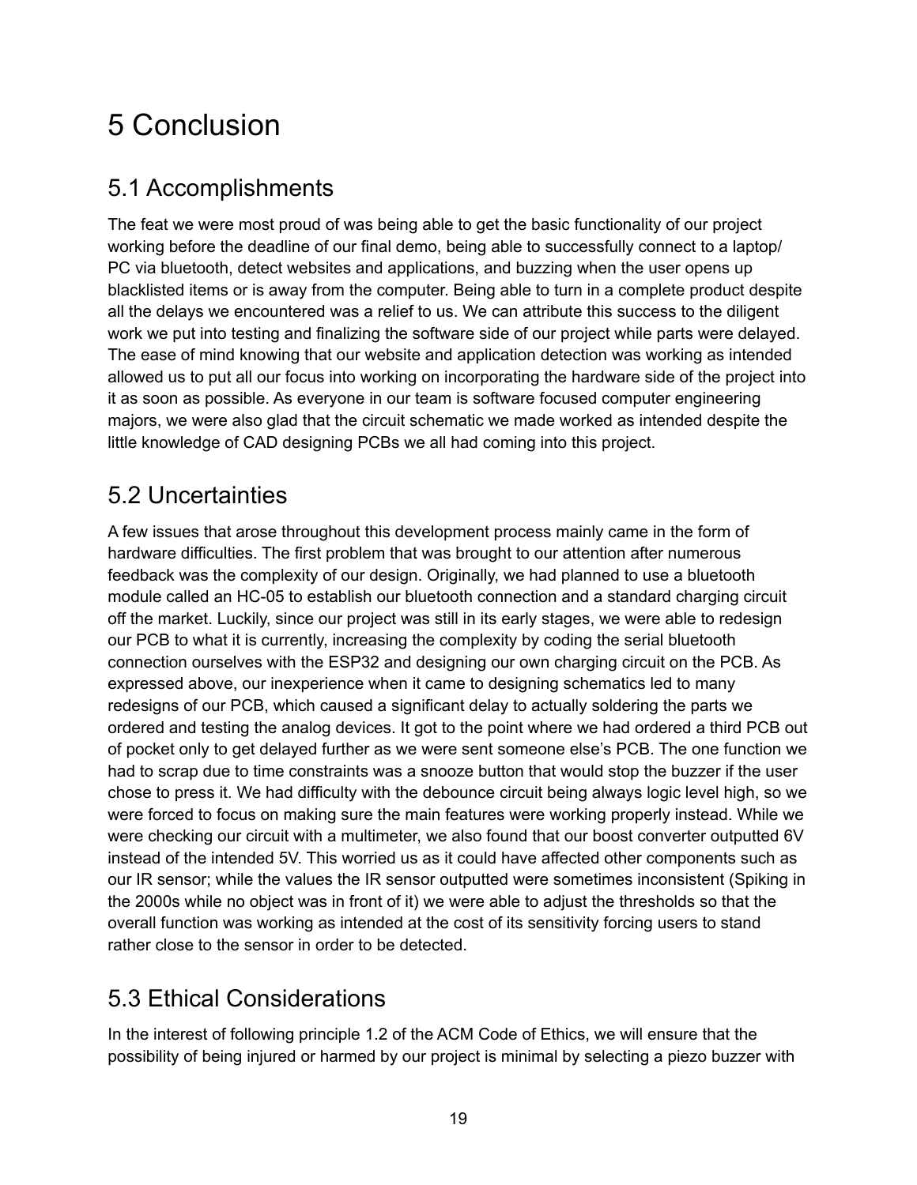# 5 Conclusion

## 5.1 Accomplishments

The feat we were most proud of was being able to get the basic functionality of our project working before the deadline of our final demo, being able to successfully connect to a laptop/ PC via bluetooth, detect websites and applications, and buzzing when the user opens up blacklisted items or is away from the computer. Being able to turn in a complete product despite all the delays we encountered was a relief to us. We can attribute this success to the diligent work we put into testing and finalizing the software side of our project while parts were delayed. The ease of mind knowing that our website and application detection was working as intended allowed us to put all our focus into working on incorporating the hardware side of the project into it as soon as possible. As everyone in our team is software focused computer engineering majors, we were also glad that the circuit schematic we made worked as intended despite the little knowledge of CAD designing PCBs we all had coming into this project.

## 5.2 Uncertainties

A few issues that arose throughout this development process mainly came in the form of hardware difficulties. The first problem that was brought to our attention after numerous feedback was the complexity of our design. Originally, we had planned to use a bluetooth module called an HC-05 to establish our bluetooth connection and a standard charging circuit off the market. Luckily, since our project was still in its early stages, we were able to redesign our PCB to what it is currently, increasing the complexity by coding the serial bluetooth connection ourselves with the ESP32 and designing our own charging circuit on the PCB. As expressed above, our inexperience when it came to designing schematics led to many redesigns of our PCB, which caused a significant delay to actually soldering the parts we ordered and testing the analog devices. It got to the point where we had ordered a third PCB out of pocket only to get delayed further as we were sent someone else's PCB. The one function we had to scrap due to time constraints was a snooze button that would stop the buzzer if the user chose to press it. We had difficulty with the debounce circuit being always logic level high, so we were forced to focus on making sure the main features were working properly instead. While we were checking our circuit with a multimeter, we also found that our boost converter outputted 6V instead of the intended 5V. This worried us as it could have affected other components such as our IR sensor; while the values the IR sensor outputted were sometimes inconsistent (Spiking in the 2000s while no object was in front of it) we were able to adjust the thresholds so that the overall function was working as intended at the cost of its sensitivity forcing users to stand rather close to the sensor in order to be detected.

## 5.3 Ethical Considerations

In the interest of following principle 1.2 of the ACM Code of Ethics, we will ensure that the possibility of being injured or harmed by our project is minimal by selecting a piezo buzzer with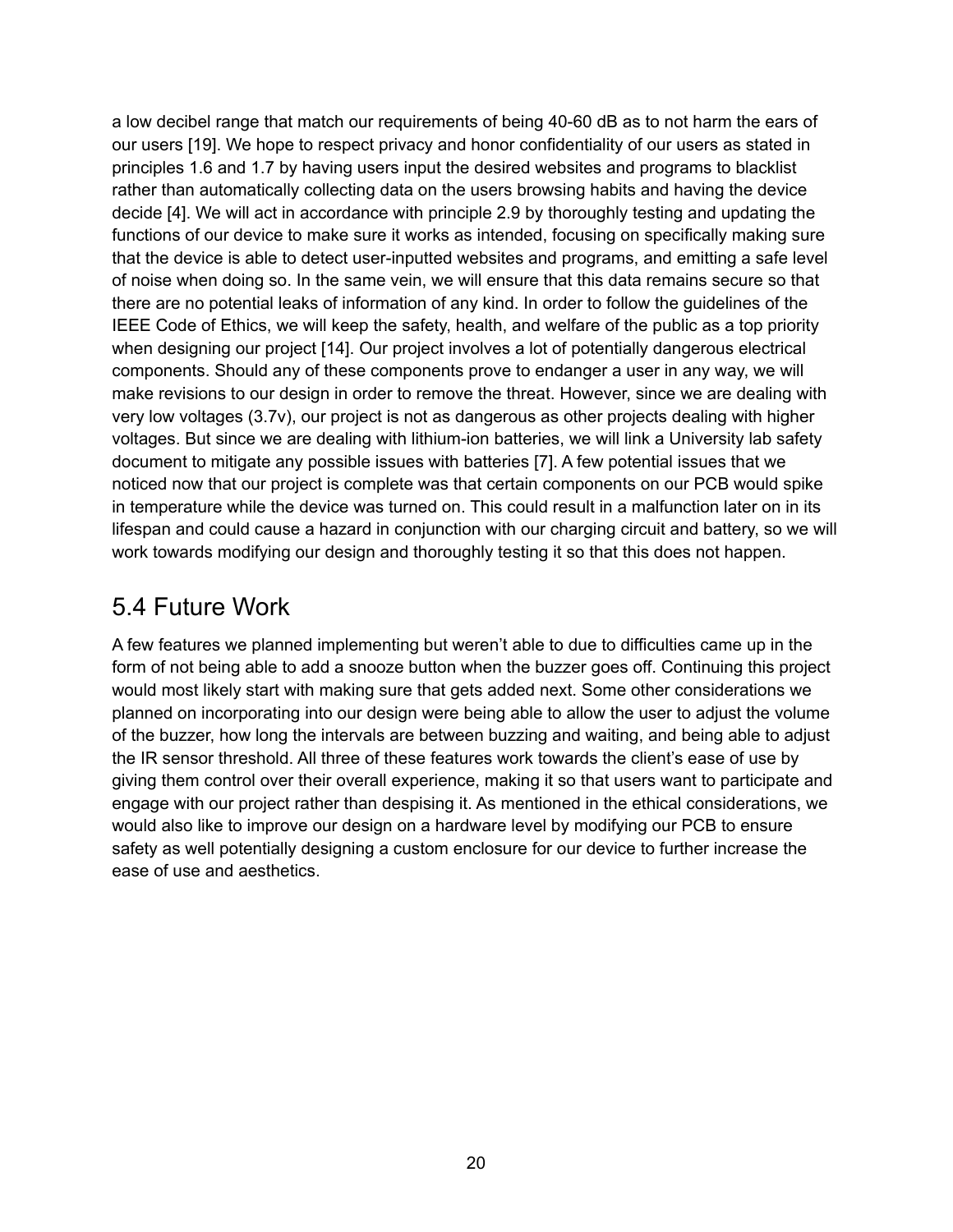a low decibel range that match our requirements of being 40-60 dB as to not harm the ears of our users [19]. We hope to respect privacy and honor confidentiality of our users as stated in principles 1.6 and 1.7 by having users input the desired websites and programs to blacklist rather than automatically collecting data on the users browsing habits and having the device decide [4]. We will act in accordance with principle 2.9 by thoroughly testing and updating the functions of our device to make sure it works as intended, focusing on specifically making sure that the device is able to detect user-inputted websites and programs, and emitting a safe level of noise when doing so. In the same vein, we will ensure that this data remains secure so that there are no potential leaks of information of any kind. In order to follow the guidelines of the IEEE Code of Ethics, we will keep the safety, health, and welfare of the public as a top priority when designing our project [14]. Our project involves a lot of potentially dangerous electrical components. Should any of these components prove to endanger a user in any way, we will make revisions to our design in order to remove the threat. However, since we are dealing with very low voltages (3.7v), our project is not as dangerous as other projects dealing with higher voltages. But since we are dealing with lithium-ion batteries, we will link a University lab safety document to mitigate any possible issues with batteries [7]. A few potential issues that we noticed now that our project is complete was that certain components on our PCB would spike in temperature while the device was turned on. This could result in a malfunction later on in its lifespan and could cause a hazard in conjunction with our charging circuit and battery, so we will work towards modifying our design and thoroughly testing it so that this does not happen.

## 5.4 Future Work

A few features we planned implementing but weren't able to due to difficulties came up in the form of not being able to add a snooze button when the buzzer goes off. Continuing this project would most likely start with making sure that gets added next. Some other considerations we planned on incorporating into our design were being able to allow the user to adjust the volume of the buzzer, how long the intervals are between buzzing and waiting, and being able to adjust the IR sensor threshold. All three of these features work towards the client's ease of use by giving them control over their overall experience, making it so that users want to participate and engage with our project rather than despising it. As mentioned in the ethical considerations, we would also like to improve our design on a hardware level by modifying our PCB to ensure safety as well potentially designing a custom enclosure for our device to further increase the ease of use and aesthetics.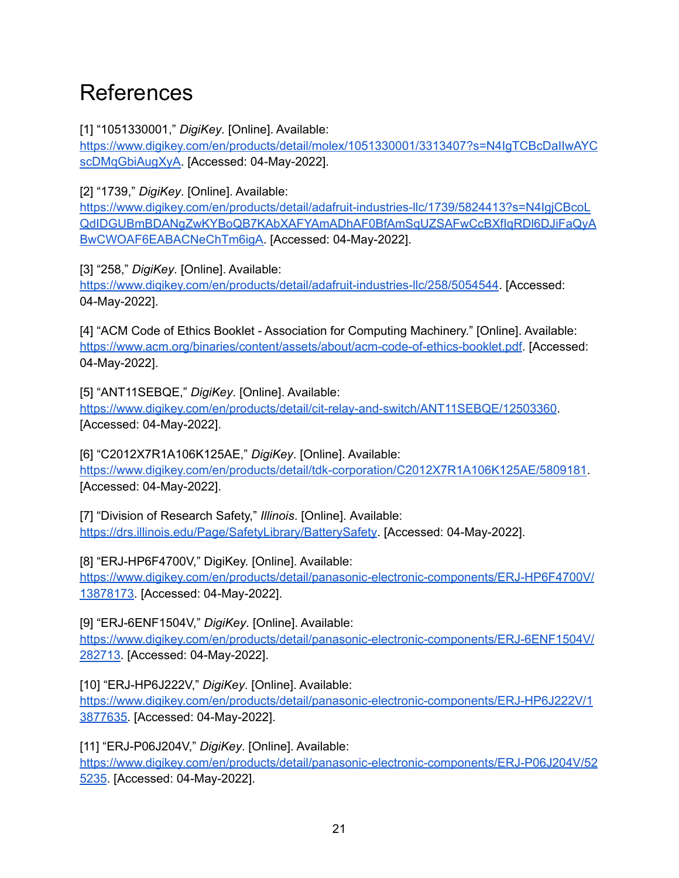# References

[1] "1051330001," *DigiKey*. [Online]. Available: https://www.digikey.com/en/products/detail/molex/1051330001/3313407?s=N4IgTCBcDaIlwAYCscDMqGbiAugXyA. [Accessed: 04-May-2022].

[2] "1739," *DigiKey*. [Online]. Available: https://www.digikey.com/en/products/detail/adafruit-industries-llc/1739/5824413?s=N4IgjCBcoLQdIDGUBmBDANgZwKYBoQB7KAbXAFYAmADhAF0BfAmSqUZSAFwCcBXfIqRDl6DJiFaQyABwCWOAF6EABACNeChTm6igA. [Accessed: 04-May-2022].

[3] "258," *DigiKey*. [Online]. Available: https://www.digikey.com/en/products/detail/adafruit-industries-llc/258/5054544. [Accessed: 04-May-2022].

[4] "ACM Code of Ethics Booklet - Association for Computing Machinery." [Online]. Available: https://www.acm.org/binaries/content/assets/about/acm-code-of-ethics-booklet.pdf. [Accessed: 04-May-2022].

[5] "ANT11SEBQE," *DigiKey*. [Online]. Available: https://www.digikey.com/en/products/detail/cit-relay-and-switch/ANT11SEBQE/12503360. [Accessed: 04-May-2022].

[6] "C2012X7R1A106K125AE," *DigiKey*. [Online]. Available: https://www.digikey.com/en/products/detail/tdk-corporation/C2012X7R1A106K125AE/5809181. [Accessed: 04-May-2022].

[7] "Division of Research Safety," *Illinois*. [Online]. Available: https://drs.illinois.edu/Page/SafetyLibrary/BatterySafety. [Accessed: 04-May-2022].

[8] "ERJ-HP6F4700V," DigiKey. [Online]. Available: https://www.digikey.com/en/products/detail/panasonic-electronic-components/ERJ-HP6F4700V/13878173. [Accessed: 04-May-2022].

[9] "ERJ-6ENF1504V," *DigiKey*. [Online]. Available: https://www.digikey.com/en/products/detail/panasonic-electronic-components/ERJ-6ENF1504V/282713. [Accessed: 04-May-2022].

[10] "ERJ-HP6J222V," *DigiKey*. [Online]. Available: https://www.digikey.com/en/products/detail/panasonic-electronic-components/ERJ-HP6J222V/13877635. [Accessed: 04-May-2022].

[11] "ERJ-P06J204V," *DigiKey*. [Online]. Available: https://www.digikey.com/en/products/detail/panasonic-electronic-components/ERJ-P06J204V/525235. [Accessed: 04-May-2022].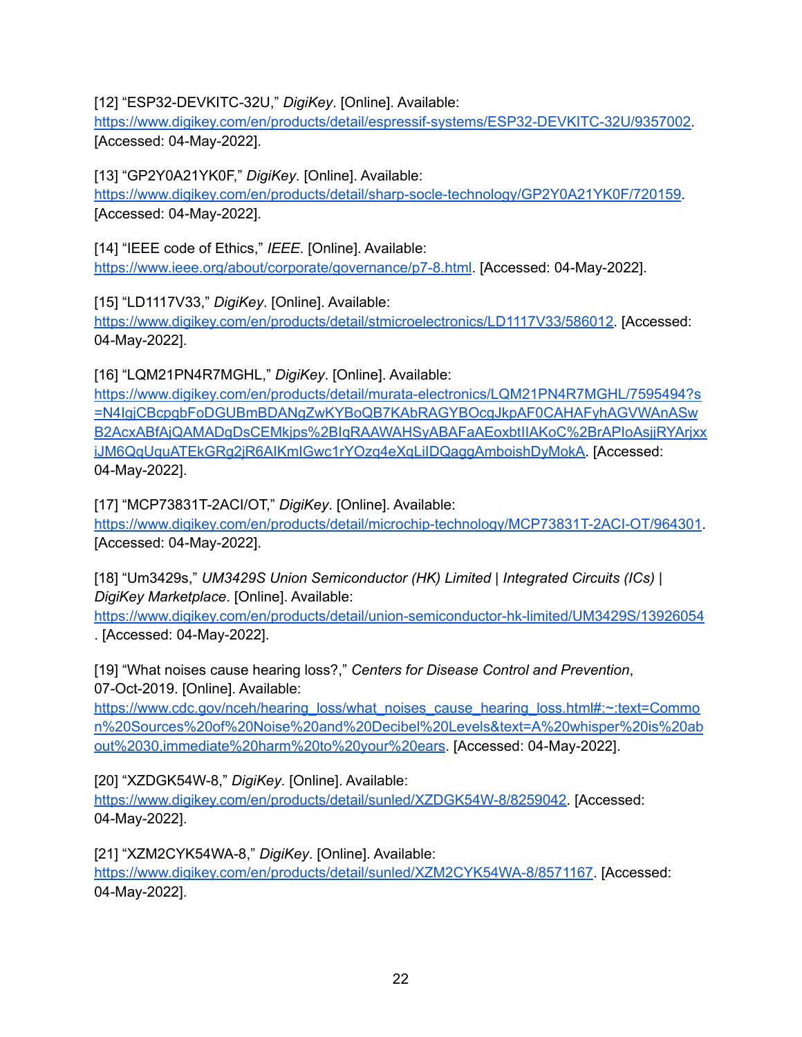[12] “ESP32-DEVKITC-32U,” *DigiKey*. [Online]. Available: https://www.digikey.com/en/products/detail/espressif-systems/ESP32-DEVKITC-32U/9357002. [Accessed: 04-May-2022].

[13] “GP2Y0A21YK0F,” *DigiKey*. [Online]. Available: https://www.digikey.com/en/products/detail/sharp-socle-technology/GP2Y0A21YK0F/720159. [Accessed: 04-May-2022].

[14] “IEEE code of Ethics,” *IEEE*. [Online]. Available: https://www.ieee.org/about/corporate/governance/p7-8.html. [Accessed: 04-May-2022].

[15] “LD1117V33,” *DigiKey*. [Online]. Available: https://www.digikey.com/en/products/detail/stmicroelectronics/LD1117V33/586012. [Accessed: 04-May-2022].

[16] “LQM21PN4R7MGHL,” *DigiKey*. [Online]. Available: https://www.digikey.com/en/products/detail/murata-electronics/LQM21PN4R7MGHL/7595494?s=N4IgjCBcpgbFoDGUBmBDANgZwKYBoQB7KAbRAGYBOcgJkpAF0CAHAFyhAGVWAnASwB2AcxABfAjQAMADgDsCEMkjps%2BIqRAAWAHSyABAFaAEoxbtIIAKoC%2BrAPIoAsjjRYArjxxiJM6QqUquATEkGRg2jR6AIKmIGwc1rYOzq4eXqLiIDQaggAmboishDyMokA. [Accessed: 04-May-2022].

[17] “MCP73831T-2ACI/OT,” *DigiKey*. [Online]. Available: https://www.digikey.com/en/products/detail/microchip-technology/MCP73831T-2ACI-OT/964301. [Accessed: 04-May-2022].

[18] “Um3429s,” *UM3429S Union Semiconductor (HK) Limited | Integrated Circuits (ICs) | DigiKey Marketplace*. [Online]. Available: https://www.digikey.com/en/products/detail/union-semiconductor-hk-limited/UM3429S/13926054. [Accessed: 04-May-2022].

[19] “What noises cause hearing loss?,” *Centers for Disease Control and Prevention*, 07-Oct-2019. [Online]. Available: https://www.cdc.gov/nceh/hearing_loss/what_noises_cause_hearing_loss.html#:~:text=Common%20Sources%20of%20Noise%20and%20Decibel%20Levels&text=A%20whisper%20is%20about%2030,immediate%20harm%20to%20your%20ears. [Accessed: 04-May-2022].

[20] “XZDGK54W-8,” *DigiKey*. [Online]. Available: https://www.digikey.com/en/products/detail/sunled/XZDGK54W-8/8259042. [Accessed: 04-May-2022].

[21] “XZM2CYK54WA-8,” *DigiKey*. [Online]. Available: https://www.digikey.com/en/products/detail/sunled/XZM2CYK54WA-8/8571167. [Accessed: 04-May-2022].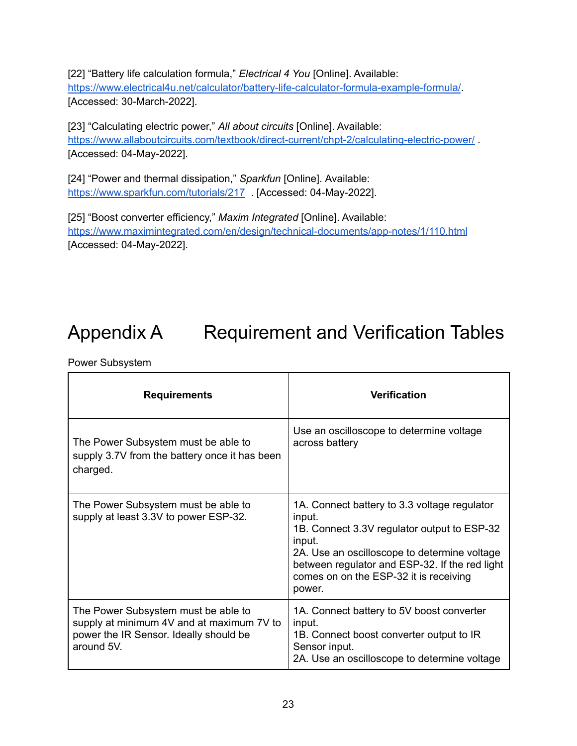[22] “Battery life calculation formula,” *Electrical 4 You* [Online]. Available: https://www.electrical4u.net/calculator/battery-life-calculator-formula-example-formula/. [Accessed: 30-March-2022].

[23] “Calculating electric power,” *All about circuits* [Online]. Available: https://www.allaboutcircuits.com/textbook/direct-current/chpt-2/calculating-electric-power/ . [Accessed: 04-May-2022].

[24] “Power and thermal dissipation,” *Sparkfun* [Online]. Available: https://www.sparkfun.com/tutorials/217 . [Accessed: 04-May-2022].

[25] “Boost converter efficiency,” *Maxim Integrated* [Online]. Available: https://www.maximintegrated.com/en/design/technical-documents/app-notes/1/110.html [Accessed: 04-May-2022].

# Appendix A Requirement and Verification Tables

Power Subsystem

| **Requirements** | **Verification** |
| --- | --- |
| The Power Subsystem must be able to supply 3.7V from the battery once it has been charged. | Use an oscilloscope to determine voltage across battery |
| The Power Subsystem must be able to supply at least 3.3V to power ESP-32. | 1A. Connect battery to 3.3 voltage regulator input.<br>1B. Connect 3.3V regulator output to ESP-32 input.<br>2A. Use an oscilloscope to determine voltage between regulator and ESP-32. If the red light comes on on the ESP-32 it is receiving power. |
| The Power Subsystem must be able to supply at minimum 4V and at maximum 7V to power the IR Sensor. Ideally should be around 5V. | 1A. Connect battery to 5V boost converter input.<br>1B. Connect boost converter output to IR Sensor input.<br>2A. Use an oscilloscope to determine voltage |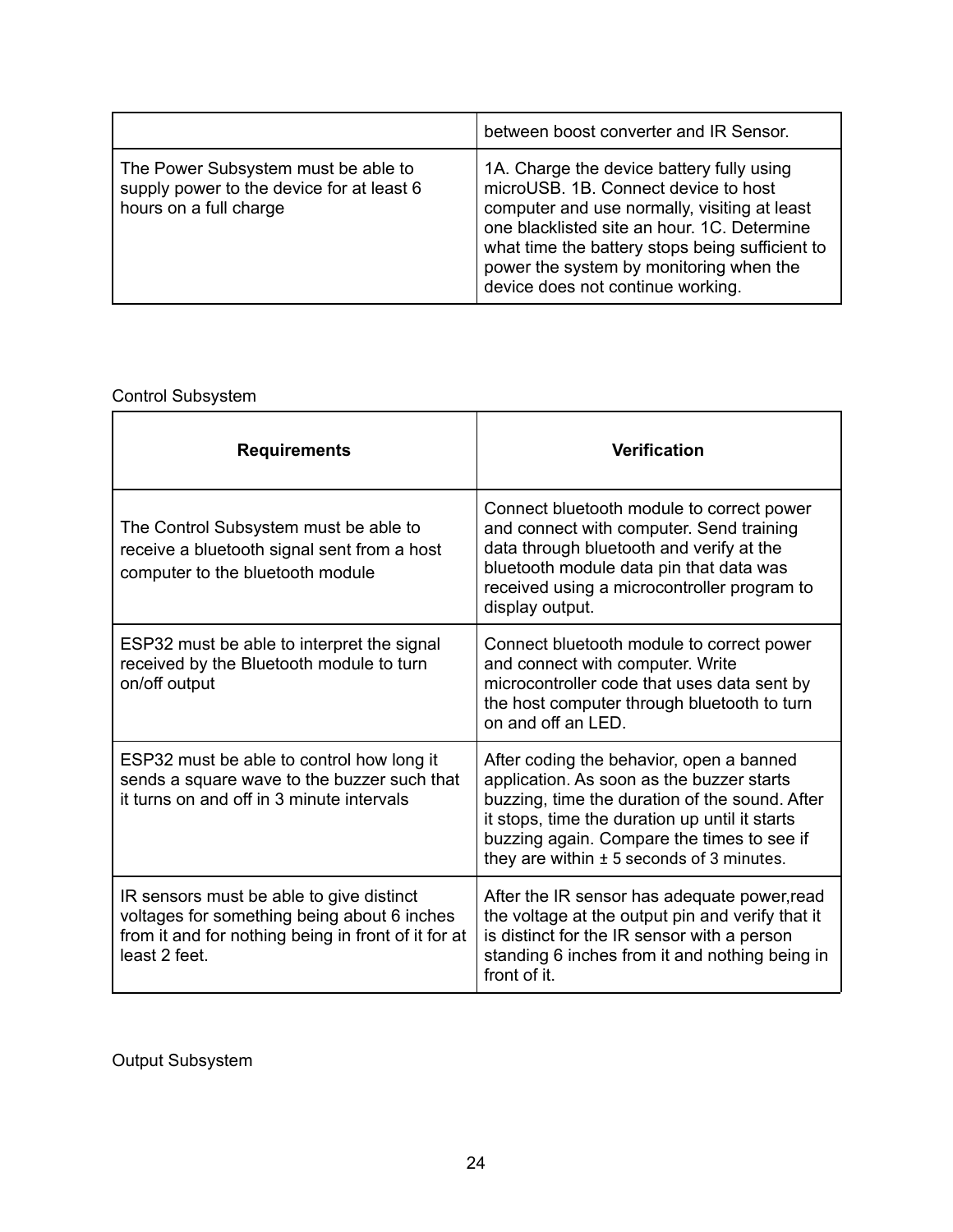| | |
|---|---|
| | between boost converter and IR Sensor. |
| The Power Subsystem must be able to supply power to the device for at least 6 hours on a full charge | 1A. Charge the device battery fully using microUSB. 1B. Connect device to host computer and use normally, visiting at least one blacklisted site an hour. 1C. Determine what time the battery stops being sufficient to power the system by monitoring when the device does not continue working. |

Control Subsystem

| **Requirements** | **Verification** |
|---|---|
| The Control Subsystem must be able to receive a bluetooth signal sent from a host computer to the bluetooth module | Connect bluetooth module to correct power and connect with computer. Send training data through bluetooth and verify at the bluetooth module data pin that data was received using a microcontroller program to display output. |
| ESP32 must be able to interpret the signal received by the Bluetooth module to turn on/off output | Connect bluetooth module to correct power and connect with computer. Write microcontroller code that uses data sent by the host computer through bluetooth to turn on and off an LED. |
| ESP32 must be able to control how long it sends a square wave to the buzzer such that it turns on and off in 3 minute intervals | After coding the behavior, open a banned application. As soon as the buzzer starts buzzing, time the duration of the sound. After it stops, time the duration up until it starts buzzing again. Compare the times to see if they are within ± 5 seconds of 3 minutes. |
| IR sensors must be able to give distinct voltages for something being about 6 inches from it and for nothing being in front of it for at least 2 feet. | After the IR sensor has adequate power,read the voltage at the output pin and verify that it is distinct for the IR sensor with a person standing 6 inches from it and nothing being in front of it. |

Output Subsystem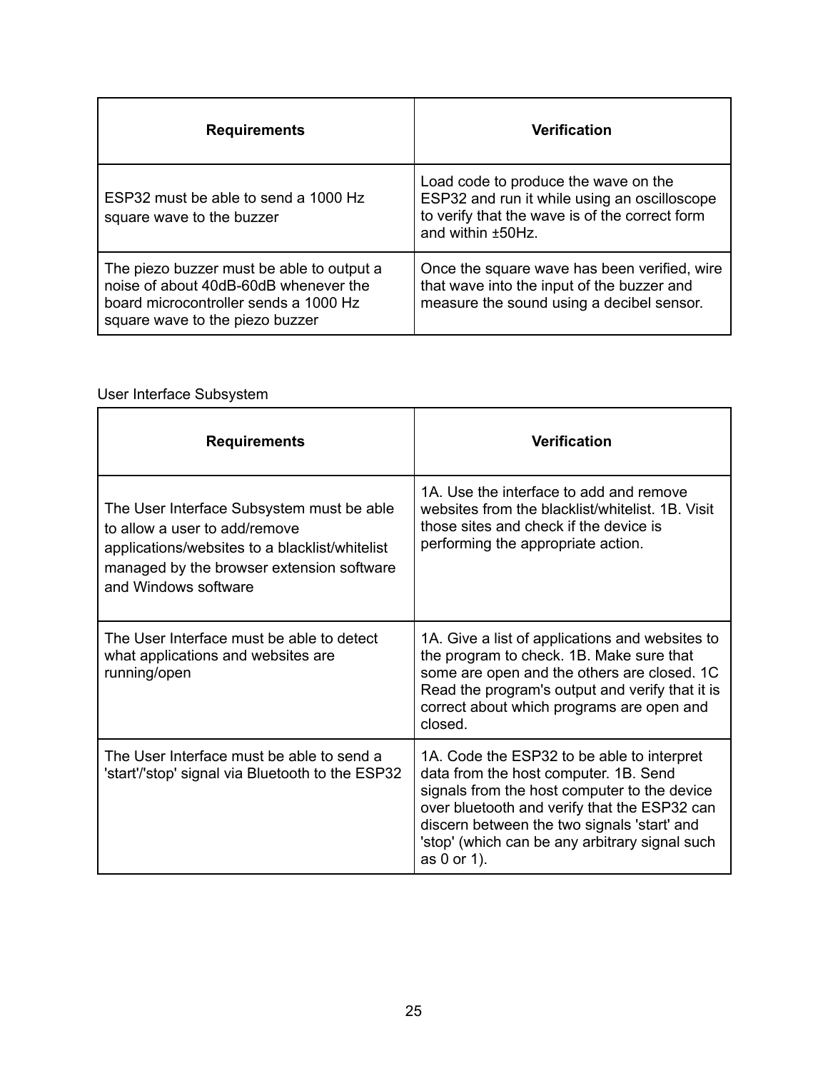| Requirements | Verification |
| --- | --- |
| ESP32 must be able to send a 1000 Hz square wave to the buzzer | Load code to produce the wave on the ESP32 and run it while using an oscilloscope to verify that the wave is of the correct form and within ±50Hz. |
| The piezo buzzer must be able to output a noise of about 40dB-60dB whenever the board microcontroller sends a 1000 Hz square wave to the piezo buzzer | Once the square wave has been verified, wire that wave into the input of the buzzer and measure the sound using a decibel sensor. |

User Interface Subsystem

| Requirements | Verification |
| --- | --- |
| The User Interface Subsystem must be able to allow a user to add/remove applications/websites to a blacklist/whitelist managed by the browser extension software and Windows software | 1A. Use the interface to add and remove websites from the blacklist/whitelist. 1B. Visit those sites and check if the device is performing the appropriate action. |
| The User Interface must be able to detect what applications and websites are running/open | 1A. Give a list of applications and websites to the program to check. 1B. Make sure that some are open and the others are closed. 1C Read the program's output and verify that it is correct about which programs are open and closed. |
| The User Interface must be able to send a 'start'/'stop' signal via Bluetooth to the ESP32 | 1A. Code the ESP32 to be able to interpret data from the host computer. 1B. Send signals from the host computer to the device over bluetooth and verify that the ESP32 can discern between the two signals 'start' and 'stop' (which can be any arbitrary signal such as 0 or 1). |